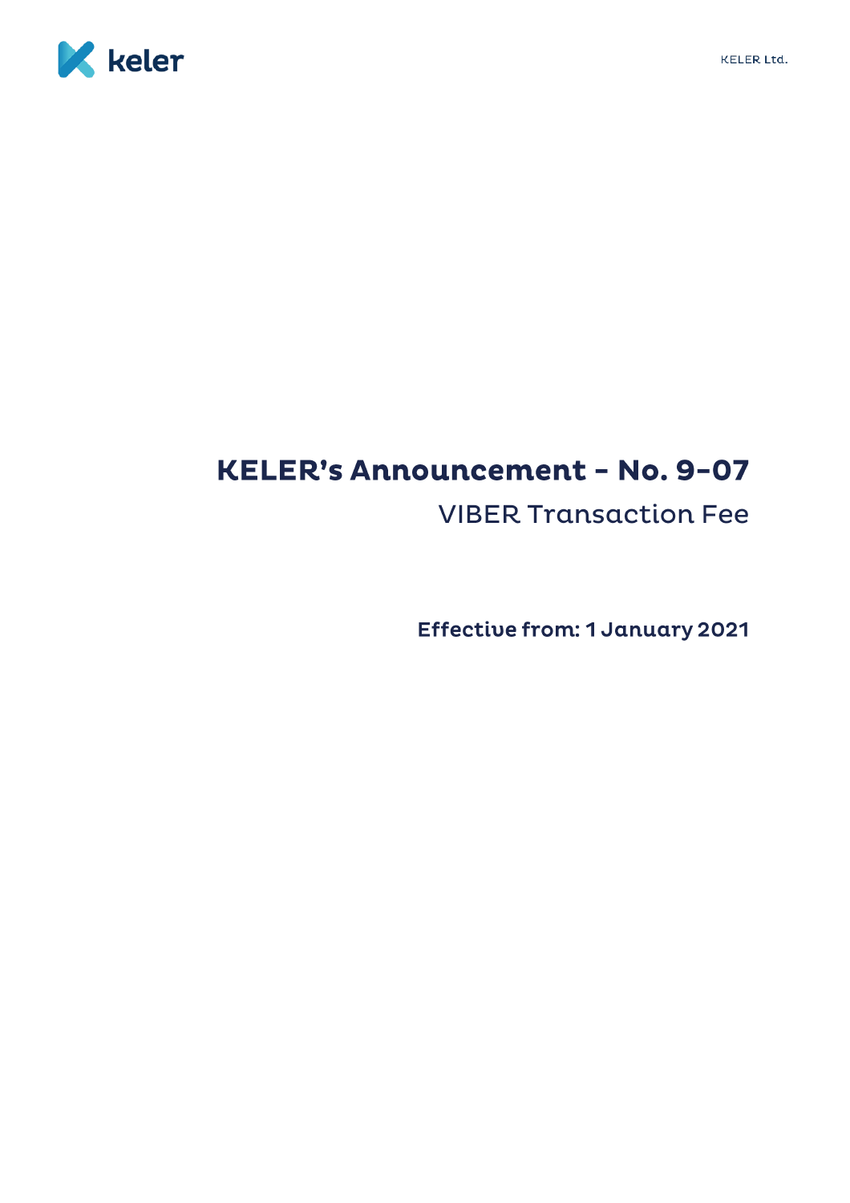# KELER's Announcement - No. 9-07

## VIBER Transaction Fee

**Effective from: 1 January 2021**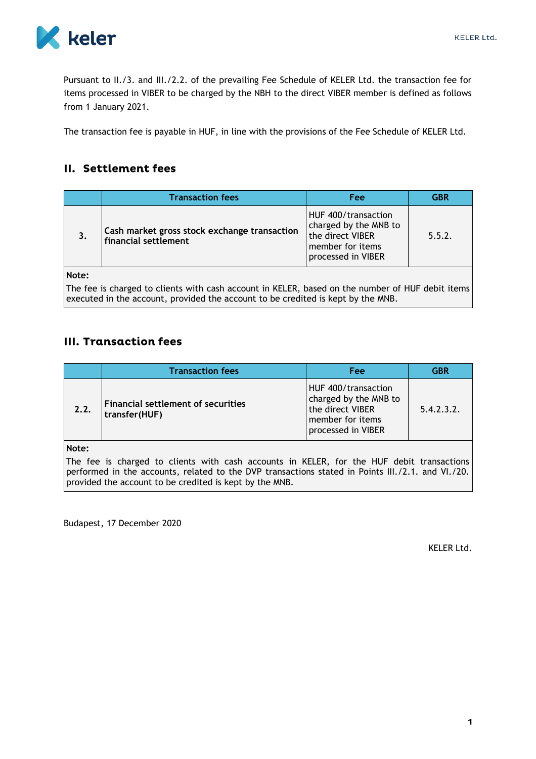Pursuant to II./3. and III./2.2. of the prevailing Fee Schedule of KELER Ltd. the transaction fee for items processed in VIBER to be charged by the NBH to the direct VIBER member is defined as follows from 1 January 2021.

The transaction fee is payable in HUF, in line with the provisions of the Fee Schedule of KELER Ltd.

## II. Settlement fees

| | Transaction fees | Fee | GBR |
|---|---|---|---|
| 3. | **Cash market gross stock exchange transaction financial settlement** | HUF 400/transaction charged by the MNB to the direct VIBER member for items processed in VIBER | 5.5.2. |
| **Note:** The fee is charged to clients with cash account in KELER, based on the number of HUF debit items executed in the account, provided the account to be credited is kept by the MNB. | | | |

## III. Transaction fees

| | Transaction fees | Fee | GBR |
|---|---|---|---|
| 2.2. | **Financial settlement of securities transfer(HUF)** | HUF 400/transaction charged by the MNB to the direct VIBER member for items processed in VIBER | 5.4.2.3.2. |
| **Note:** The fee is charged to clients with cash accounts in KELER, for the HUF debit transactions performed in the accounts, related to the DVP transactions stated in Points III./2.1. and VI./20. provided the account to be credited is kept by the MNB. | | | |

Budapest, 17 December 2020

KELER Ltd.